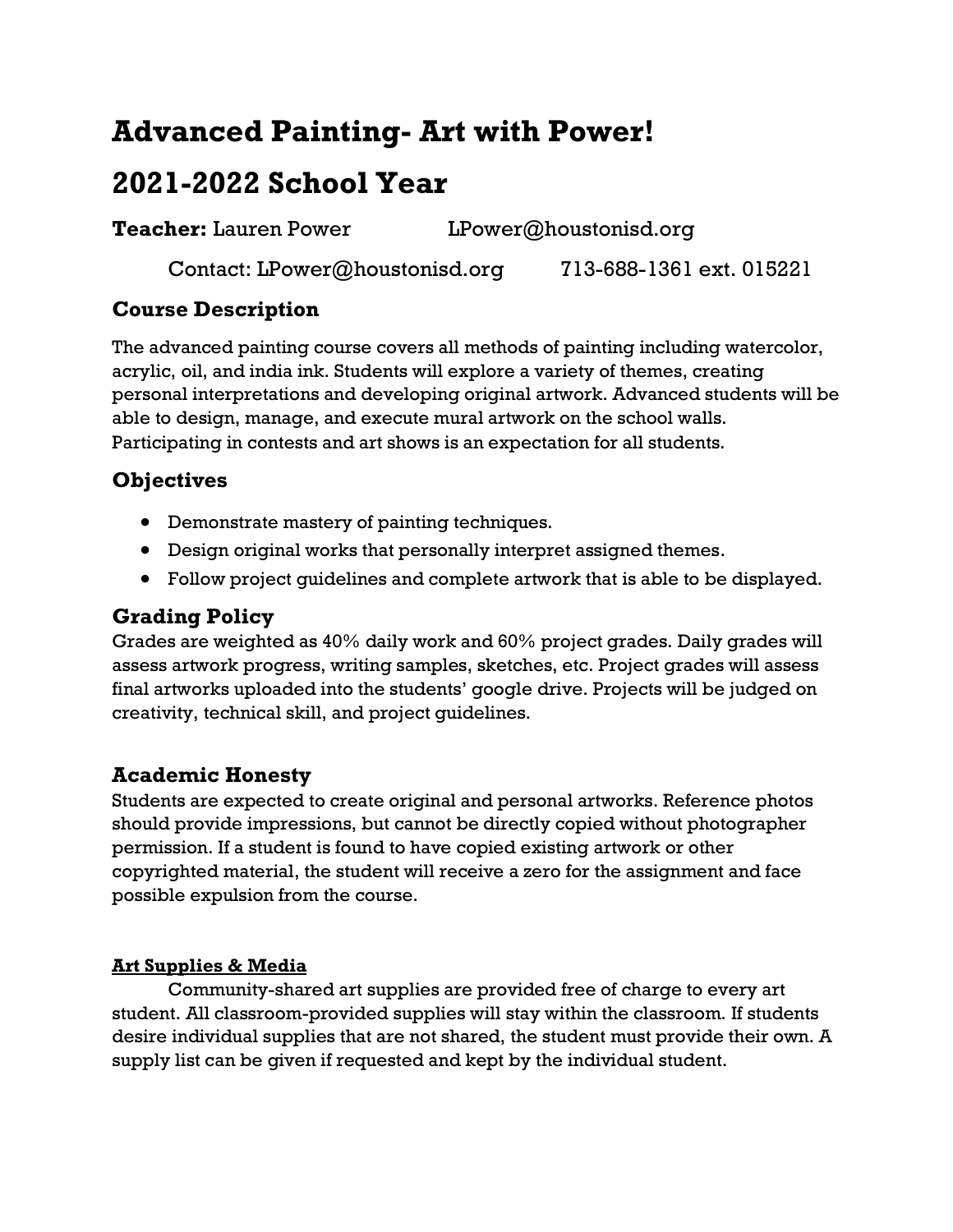# Advanced Painting- Art with Power!

# 2021-2022 School Year

**Teacher:** Lauren Power LPower@houstonisd.org

Contact: LPower@houstonisd.org 713-688-1361 ext. 015221

## Course Description

The advanced painting course covers all methods of painting including watercolor, acrylic, oil, and india ink. Students will explore a variety of themes, creating personal interpretations and developing original artwork. Advanced students will be able to design, manage, and execute mural artwork on the school walls. Participating in contests and art shows is an expectation for all students.

## Objectives

- Demonstrate mastery of painting techniques.
- Design original works that personally interpret assigned themes.
- Follow project guidelines and complete artwork that is able to be displayed.

## Grading Policy

Grades are weighted as 40% daily work and 60% project grades. Daily grades will assess artwork progress, writing samples, sketches, etc. Project grades will assess final artworks uploaded into the students' google drive. Projects will be judged on creativity, technical skill, and project guidelines.

## Academic Honesty

Students are expected to create original and personal artworks. Reference photos should provide impressions, but cannot be directly copied without photographer permission. If a student is found to have copied existing artwork or other copyrighted material, the student will receive a zero for the assignment and face possible expulsion from the course.

**Art Supplies & Media**

Community-shared art supplies are provided free of charge to every art student. All classroom-provided supplies will stay within the classroom. If students desire individual supplies that are not shared, the student must provide their own. A supply list can be given if requested and kept by the individual student.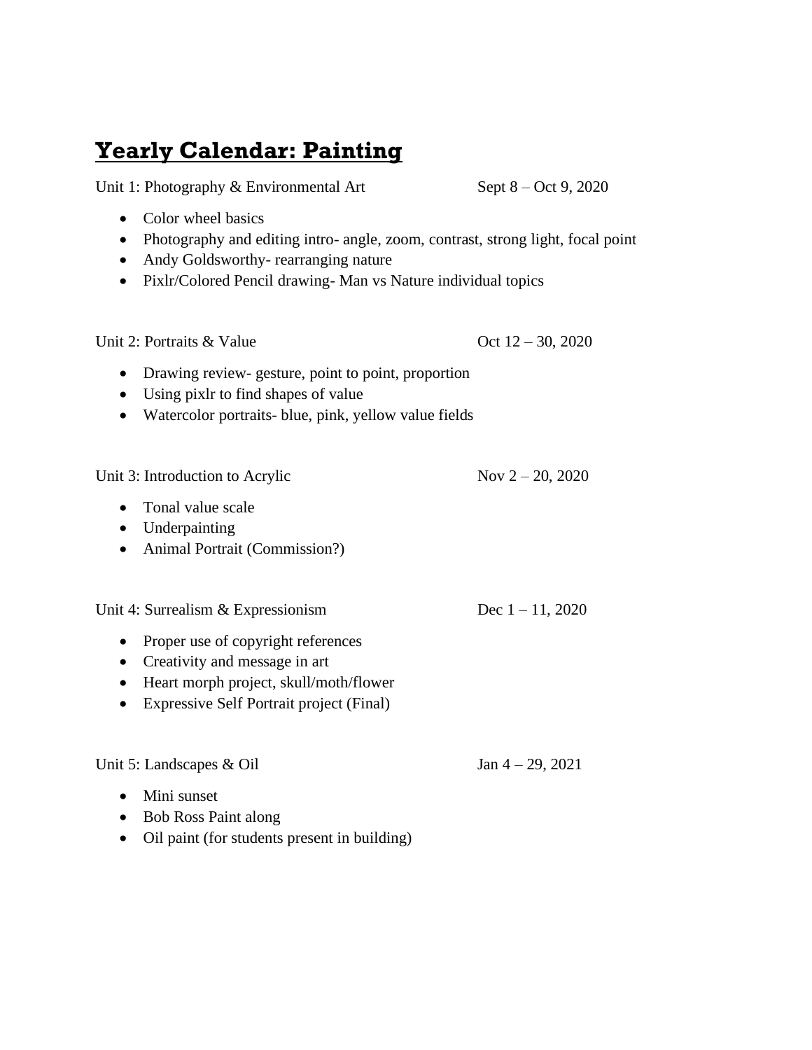# **Yearly Calendar: Painting**

Unit 1: Photography & Environmental Art Sept 8 – Oct 9, 2020

- Color wheel basics
- Photography and editing intro- angle, zoom, contrast, strong light, focal point
- Andy Goldsworthy- rearranging nature
- Pixlr/Colored Pencil drawing- Man vs Nature individual topics

Unit 2: Portraits & Value Oct 12 – 30, 2020

- Drawing review- gesture, point to point, proportion
- Using pixlr to find shapes of value
- Watercolor portraits- blue, pink, yellow value fields

Unit 3: Introduction to Acrylic Nov 2 – 20, 2020

- Tonal value scale
- Underpainting
- Animal Portrait (Commission?)

Unit 4: Surrealism & Expressionism Dec 1 – 11, 2020

- Proper use of copyright references
- Creativity and message in art
- Heart morph project, skull/moth/flower
- Expressive Self Portrait project (Final)

Unit 5: Landscapes & Oil Jan 4 – 29, 2021

- Mini sunset
- Bob Ross Paint along
- Oil paint (for students present in building)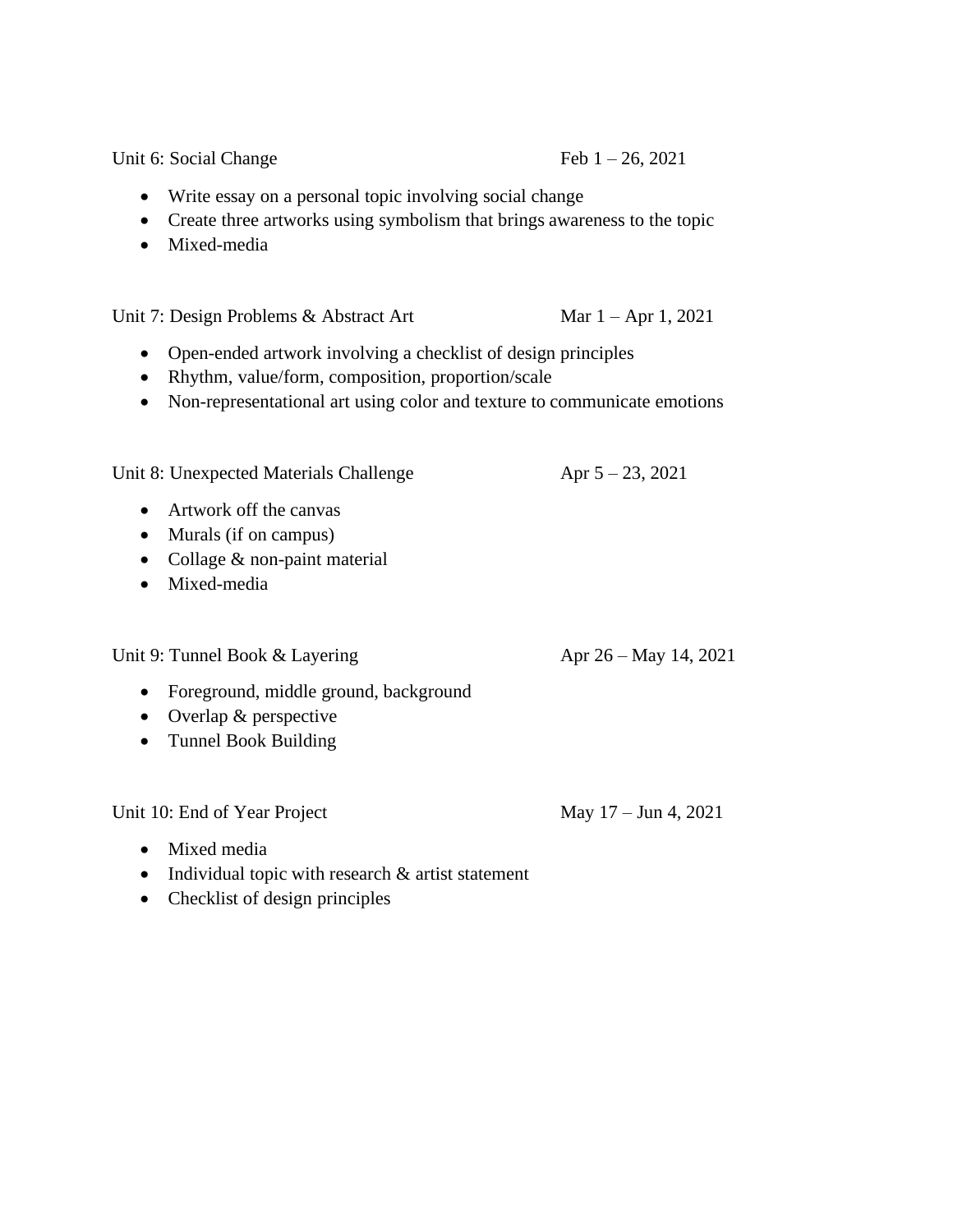Unit 6: Social Change Feb 1 – 26, 2021

- Write essay on a personal topic involving social change
- Create three artworks using symbolism that brings awareness to the topic
- Mixed-media

Unit 7: Design Problems & Abstract Art Mar 1 – Apr 1, 2021

- Open-ended artwork involving a checklist of design principles
- Rhythm, value/form, composition, proportion/scale
- Non-representational art using color and texture to communicate emotions

Unit 8: Unexpected Materials Challenge Apr 5 – 23, 2021

- Artwork off the canvas
- Murals (if on campus)
- Collage & non-paint material
- Mixed-media

Unit 9: Tunnel Book & Layering Apr 26 – May 14, 2021

- Foreground, middle ground, background
- Overlap & perspective
- Tunnel Book Building

Unit 10: End of Year Project May 17 – Jun 4, 2021

- Mixed media
- Individual topic with research & artist statement
- Checklist of design principles